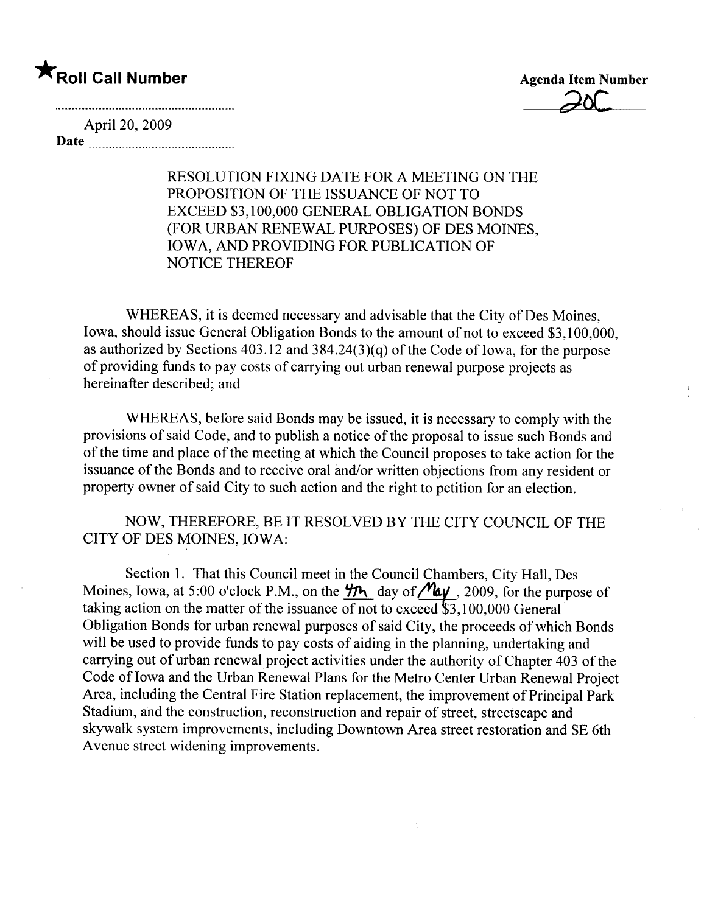★**Roll Call Number**

**Agenda Item Number**
20C

April 20, 2009
**Date** ..............................................

RESOLUTION FIXING DATE FOR A MEETING ON THE PROPOSITION OF THE ISSUANCE OF NOT TO EXCEED $3,100,000 GENERAL OBLIGATION BONDS (FOR URBAN RENEWAL PURPOSES) OF DES MOINES, IOWA, AND PROVIDING FOR PUBLICATION OF NOTICE THEREOF

WHEREAS, it is deemed necessary and advisable that the City of Des Moines, Iowa, should issue General Obligation Bonds to the amount of not to exceed $3,100,000, as authorized by Sections 403.12 and 384.24(3)(q) of the Code of Iowa, for the purpose of providing funds to pay costs of carrying out urban renewal purpose projects as hereinafter described; and

WHEREAS, before said Bonds may be issued, it is necessary to comply with the provisions of said Code, and to publish a notice of the proposal to issue such Bonds and of the time and place of the meeting at which the Council proposes to take action for the issuance of the Bonds and to receive oral and/or written objections from any resident or property owner of said City to such action and the right to petition for an election.

NOW, THEREFORE, BE IT RESOLVED BY THE CITY COUNCIL OF THE CITY OF DES MOINES, IOWA:

Section 1. That this Council meet in the Council Chambers, City Hall, Des Moines, Iowa, at 5:00 o'clock P.M., on the 4th day of May, 2009, for the purpose of taking action on the matter of the issuance of not to exceed $3,100,000 General Obligation Bonds for urban renewal purposes of said City, the proceeds of which Bonds will be used to provide funds to pay costs of aiding in the planning, undertaking and carrying out of urban renewal project activities under the authority of Chapter 403 of the Code of Iowa and the Urban Renewal Plans for the Metro Center Urban Renewal Project Area, including the Central Fire Station replacement, the improvement of Principal Park Stadium, and the construction, reconstruction and repair of street, streetscape and skywalk system improvements, including Downtown Area street restoration and SE 6th Avenue street widening improvements.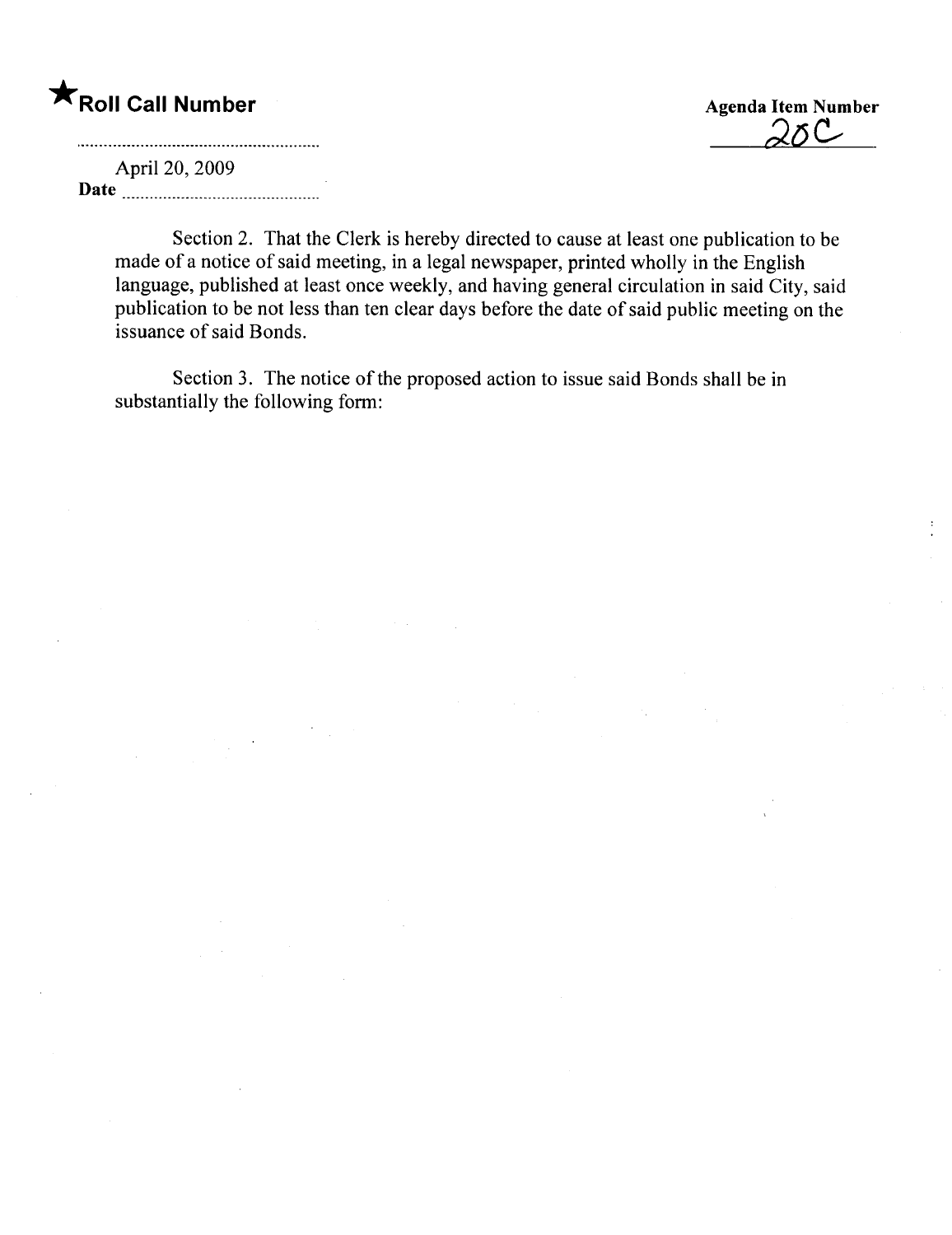★**Roll Call Number**

**Agenda Item Number**
20C

April 20, 2009
**Date** .............................................

Section 2. That the Clerk is hereby directed to cause at least one publication to be made of a notice of said meeting, in a legal newspaper, printed wholly in the English language, published at least once weekly, and having general circulation in said City, said publication to be not less than ten clear days before the date of said public meeting on the issuance of said Bonds.

Section 3. The notice of the proposed action to issue said Bonds shall be in substantially the following form: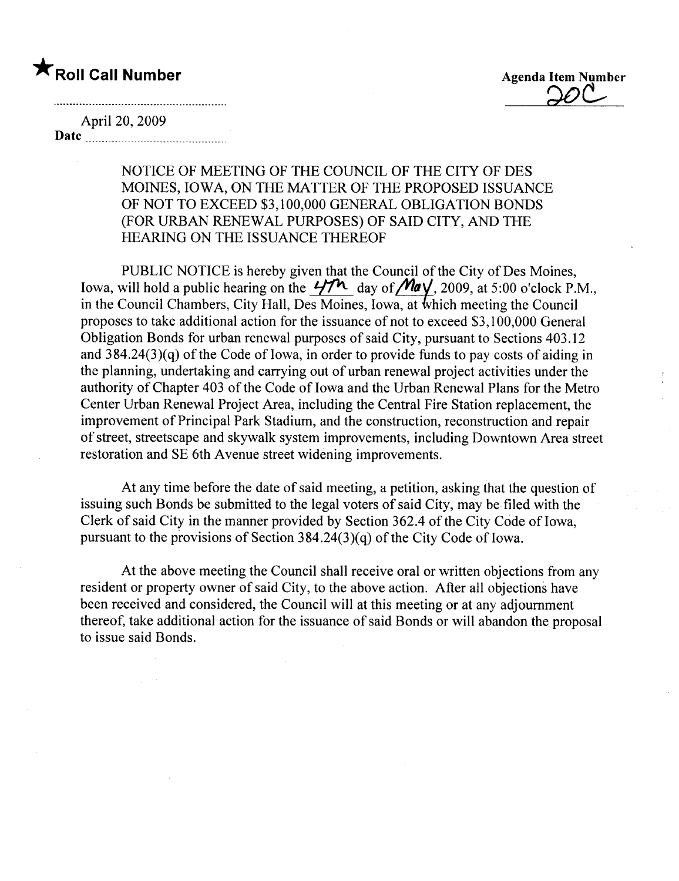★ **Roll Call Number**

Agenda Item Number
20C

April 20, 2009
Date ..........................................

NOTICE OF MEETING OF THE COUNCIL OF THE CITY OF DES MOINES, IOWA, ON THE MATTER OF THE PROPOSED ISSUANCE OF NOT TO EXCEED $3,100,000 GENERAL OBLIGATION BONDS (FOR URBAN RENEWAL PURPOSES) OF SAID CITY, AND THE HEARING ON THE ISSUANCE THEREOF

PUBLIC NOTICE is hereby given that the Council of the City of Des Moines, Iowa, will hold a public hearing on the 4th day of May, 2009, at 5:00 o'clock P.M., in the Council Chambers, City Hall, Des Moines, Iowa, at which meeting the Council proposes to take additional action for the issuance of not to exceed $3,100,000 General Obligation Bonds for urban renewal purposes of said City, pursuant to Sections 403.12 and 384.24(3)(q) of the Code of Iowa, in order to provide funds to pay costs of aiding in the planning, undertaking and carrying out of urban renewal project activities under the authority of Chapter 403 of the Code of Iowa and the Urban Renewal Plans for the Metro Center Urban Renewal Project Area, including the Central Fire Station replacement, the improvement of Principal Park Stadium, and the construction, reconstruction and repair of street, streetscape and skywalk system improvements, including Downtown Area street restoration and SE 6th Avenue street widening improvements.

At any time before the date of said meeting, a petition, asking that the question of issuing such Bonds be submitted to the legal voters of said City, may be filed with the Clerk of said City in the manner provided by Section 362.4 of the City Code of Iowa, pursuant to the provisions of Section 384.24(3)(q) of the City Code of Iowa.

At the above meeting the Council shall receive oral or written objections from any resident or property owner of said City, to the above action. After all objections have been received and considered, the Council will at this meeting or at any adjournment thereof, take additional action for the issuance of said Bonds or will abandon the proposal to issue said Bonds.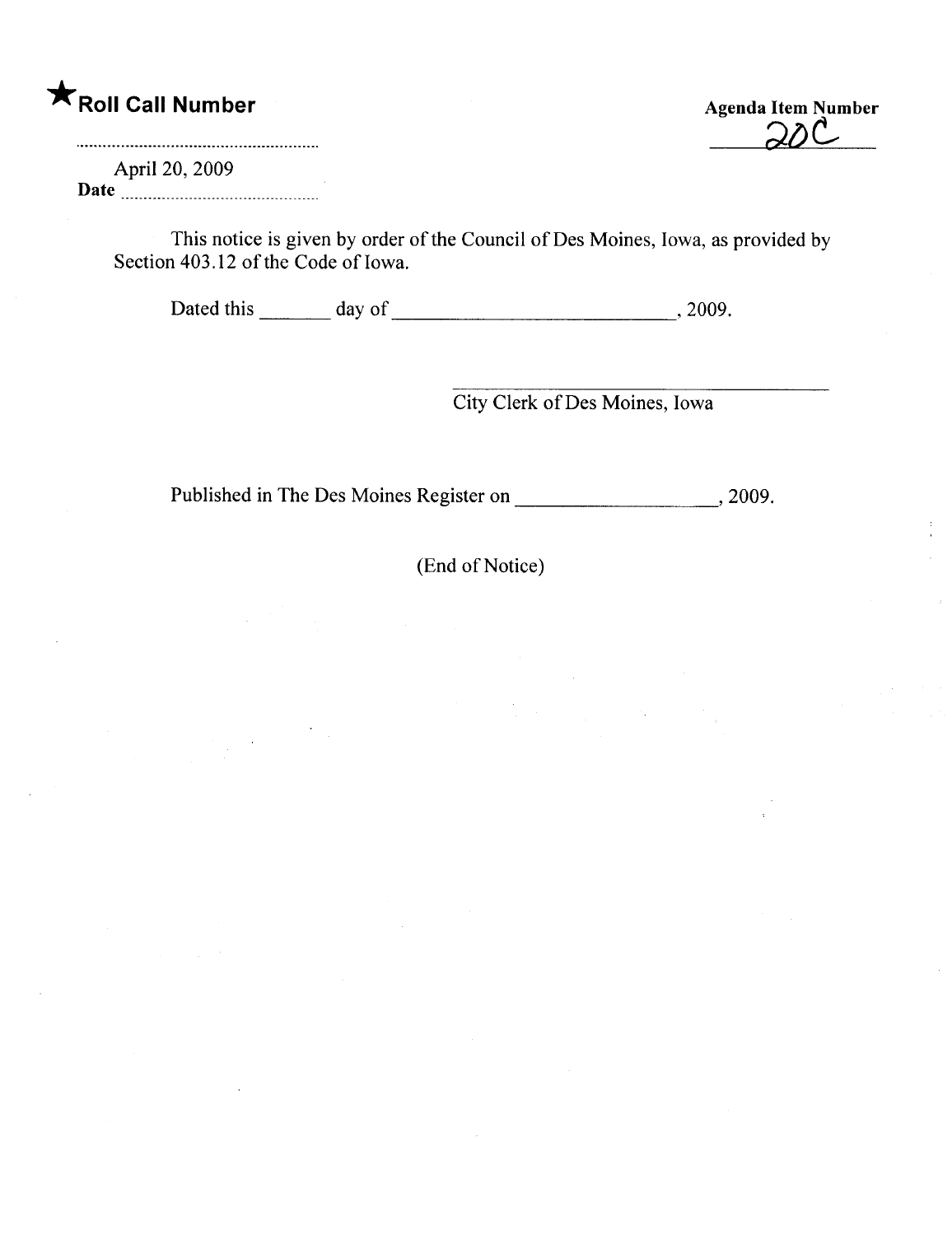★**Roll Call Number**

Agenda Item Number 20C

April 20, 2009
Date ..........................................

This notice is given by order of the Council of Des Moines, Iowa, as provided by Section 403.12 of the Code of Iowa.

Dated this _______ day of ___________________________, 2009.

___________________________________
City Clerk of Des Moines, Iowa

Published in The Des Moines Register on ____________________, 2009.

(End of Notice)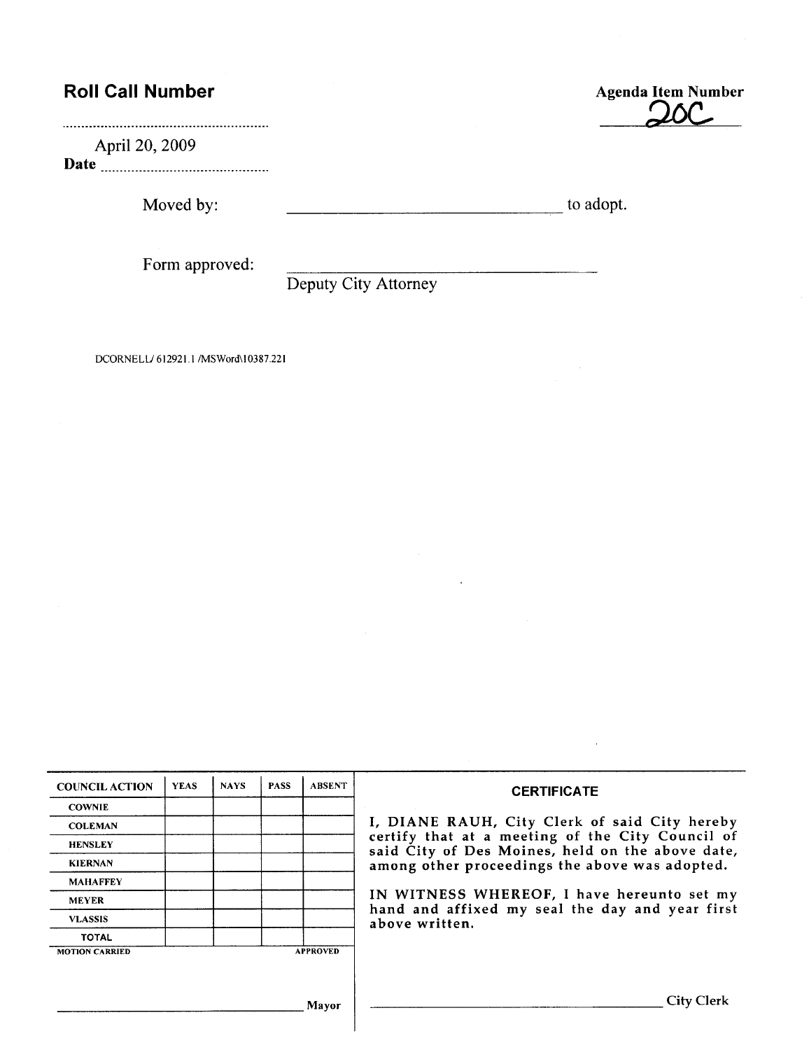**Roll Call Number** ..........................................................

**Agenda Item Number** 20C

April 20, 2009
**Date** ................................................

Moved by: ________________________________ to adopt.

Form approved: ________________________________
Deputy City Attorney

DCORNELL/ 612921.1 /MSWord\10387.221

| COUNCIL ACTION | YEAS | NAYS | PASS | ABSENT |
|---|---|---|---|---|
| COWNIE | | | | |
| COLEMAN | | | | |
| HENSLEY | | | | |
| KIERNAN | | | | |
| MAHAFFEY | | | | |
| MEYER | | | | |
| VLASSIS | | | | |
| TOTAL | | | | |

MOTION CARRIED APPROVED

________________________________ Mayor

**CERTIFICATE**

I, DIANE RAUH, City Clerk of said City hereby certify that at a meeting of the City Council of said City of Des Moines, held on the above date, among other proceedings the above was adopted.

IN WITNESS WHEREOF, I have hereunto set my hand and affixed my seal the day and year first above written.

________________________________ City Clerk